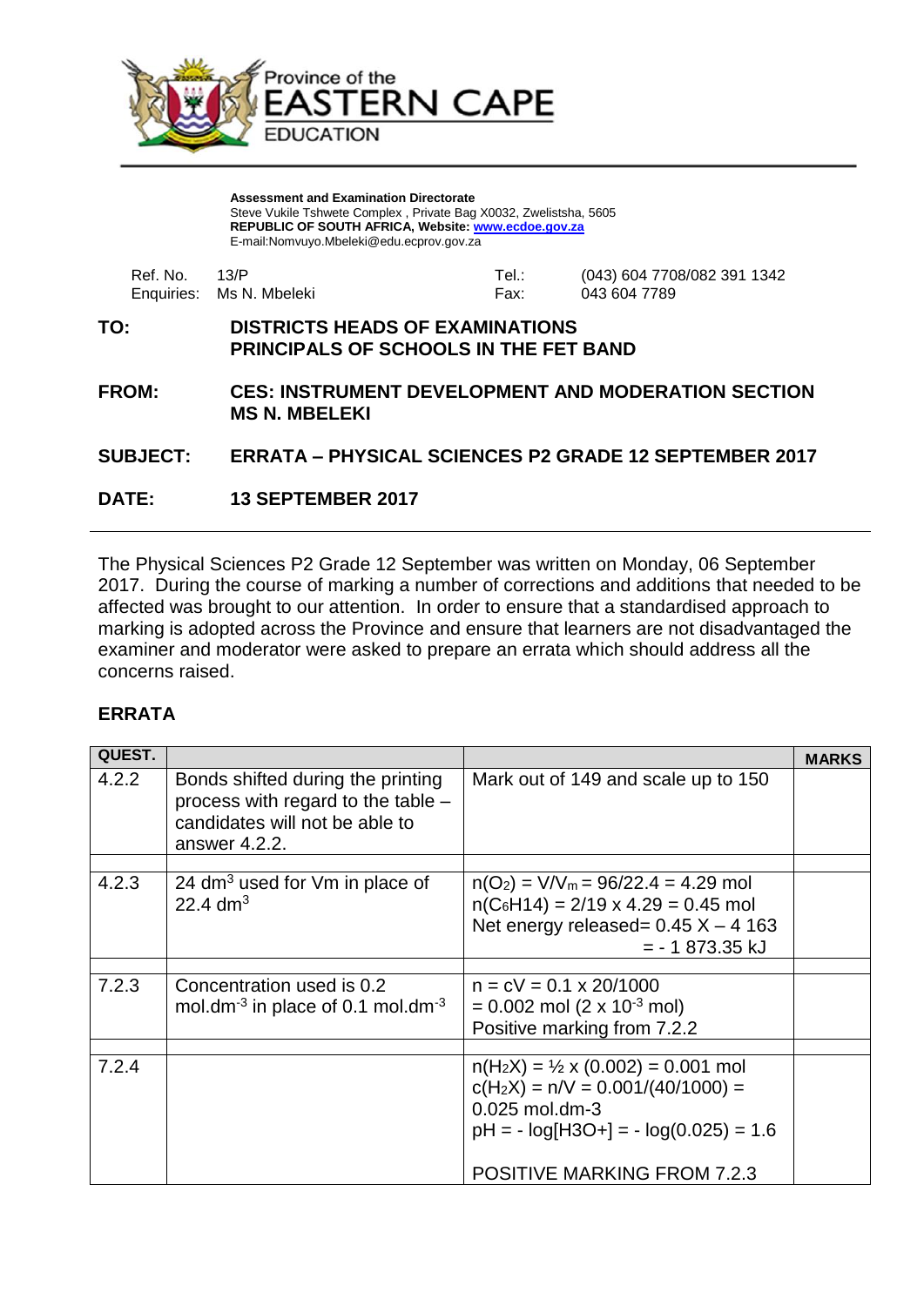Province of the
# EASTERN CAPE
EDUCATION

**Assessment and Examination Directorate**
Steve Vukile Tshwete Complex , Private Bag X0032, Zwelistsha, 5605
**REPUBLIC OF SOUTH AFRICA, Website: www.ecdoe.gov.za**
E-mail:Nomvuyo.Mbeleki@edu.ecprov.gov.za

| | | | |
|---|---|---|---|
| Ref. No. | 13/P | Tel.: | (043) 604 7708/082 391 1342 |
| Enquiries: | Ms N. Mbeleki | Fax: | 043 604 7789 |

**TO:** **DISTRICTS HEADS OF EXAMINATIONS**
**PRINCIPALS OF SCHOOLS IN THE FET BAND**

**FROM:** **CES: INSTRUMENT DEVELOPMENT AND MODERATION SECTION**
**MS N. MBELEKI**

**SUBJECT:** **ERRATA – PHYSICAL SCIENCES P2 GRADE 12 SEPTEMBER 2017**

**DATE:** **13 SEPTEMBER 2017**

---

The Physical Sciences P2 Grade 12 September was written on Monday, 06 September 2017. During the course of marking a number of corrections and additions that needed to be affected was brought to our attention. In order to ensure that a standardised approach to marking is adopted across the Province and ensure that learners are not disadvantaged the examiner and moderator were asked to prepare an errata which should address all the concerns raised.

## ERRATA

| QUEST. | | | MARKS |
|---|---|---|---|
| 4.2.2 | Bonds shifted during the printing process with regard to the table – candidates will not be able to answer 4.2.2. | Mark out of 149 and scale up to 150 | |
| 4.2.3 | 24 $dm^3$ used for Vm in place of 22.4 $dm^3$ | $n(O_2) = V/V_m = 96/22.4 = 4.29$ mol<br>$n(C_6H_{14}) = 2/19 \times 4.29 = 0.45$ mol<br>Net energy released= $0.45 \times - 4\ 163$<br>$= - 1\ 873.35$ kJ | |
| 7.2.3 | Concentration used is 0.2 $mol.dm^{-3}$ in place of 0.1 $mol.dm^{-3}$ | $n = cV = 0.1 \times 20/1000$<br>$= 0.002$ mol ($2 \times 10^{-3}$ mol)<br>Positive marking from 7.2.2 | |
| 7.2.4 | | $n(H_2X) = ½ \times (0.002) = 0.001$ mol<br>$c(H_2X) = n/V = 0.001/(40/1000) =$ 0.025 mol.dm-3<br>$pH = - \log[H_3O^+] = - \log(0.025) = 1.6$<br><br>POSITIVE MARKING FROM 7.2.3 | |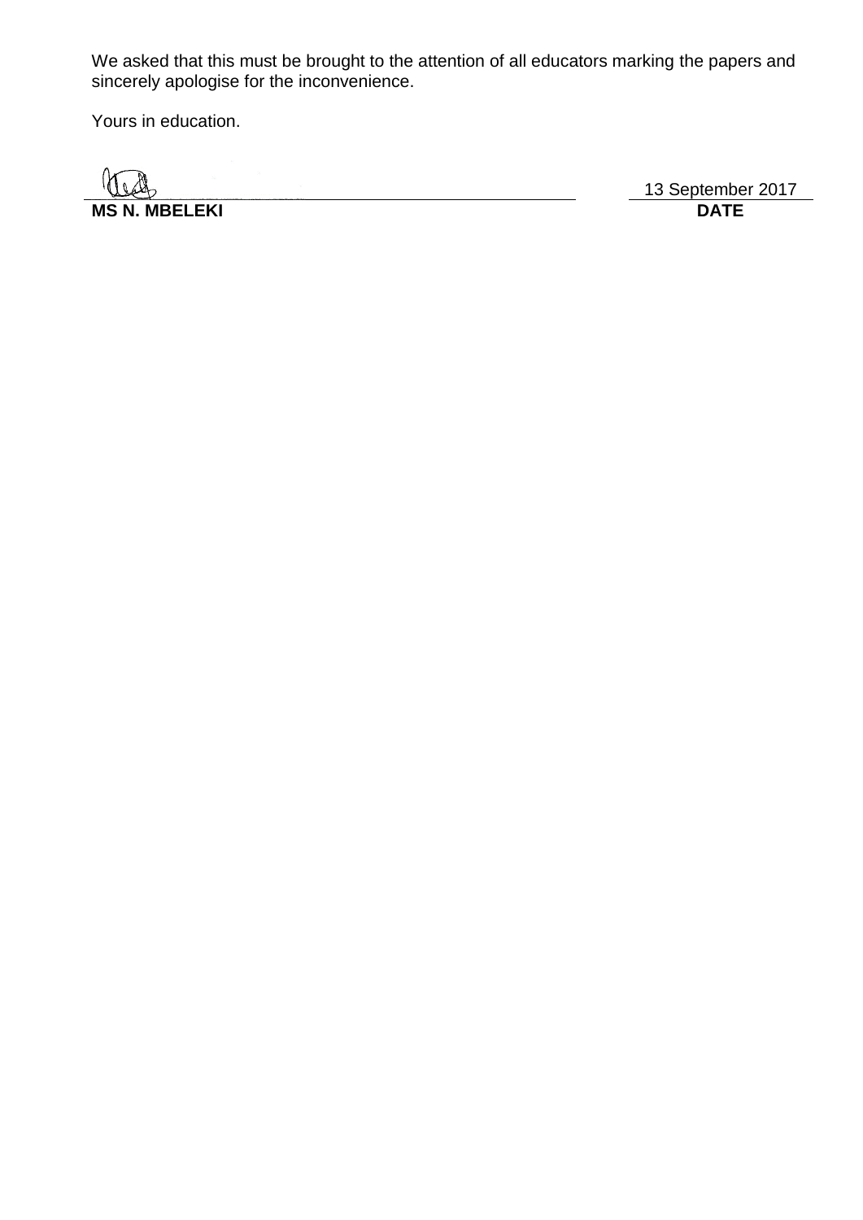We asked that this must be brought to the attention of all educators marking the papers and sincerely apologise for the inconvenience.

Yours in education.

| | |
|---|---|
| | 13 September 2017 |
| **MS N. MBELEKI** | **DATE** |